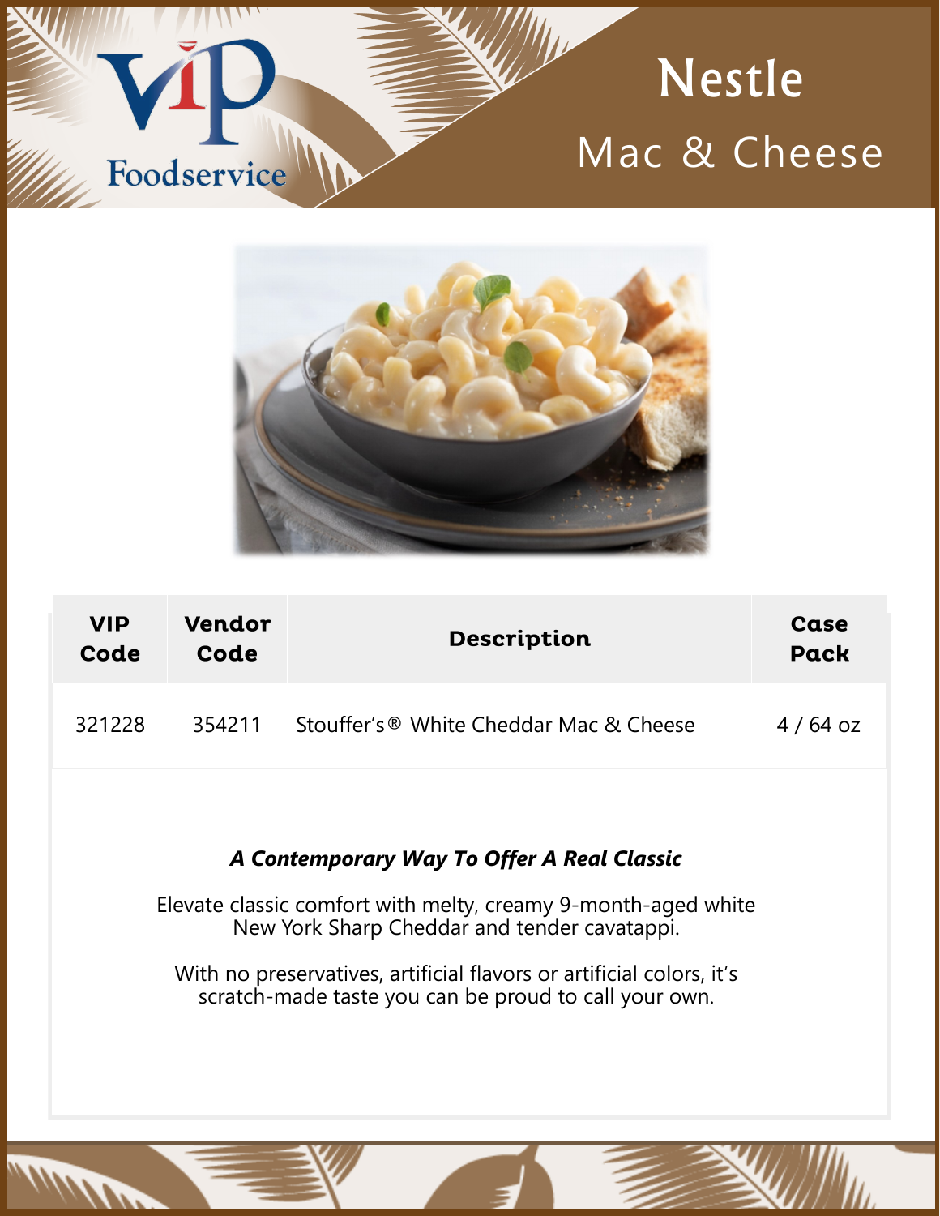VIP Foodservice

# Nestle

## Mac & Cheese

| VIP Code | Vendor Code | Description | Case Pack |
|---|---|---|---|
| 321228 | 354211 | Stouffer's® White Cheddar Mac & Cheese | 4 / 64 oz |

***A Contemporary Way To Offer A Real Classic***

Elevate classic comfort with melty, creamy 9-month-aged white New York Sharp Cheddar and tender cavatappi.

With no preservatives, artificial flavors or artificial colors, it's scratch-made taste you can be proud to call your own.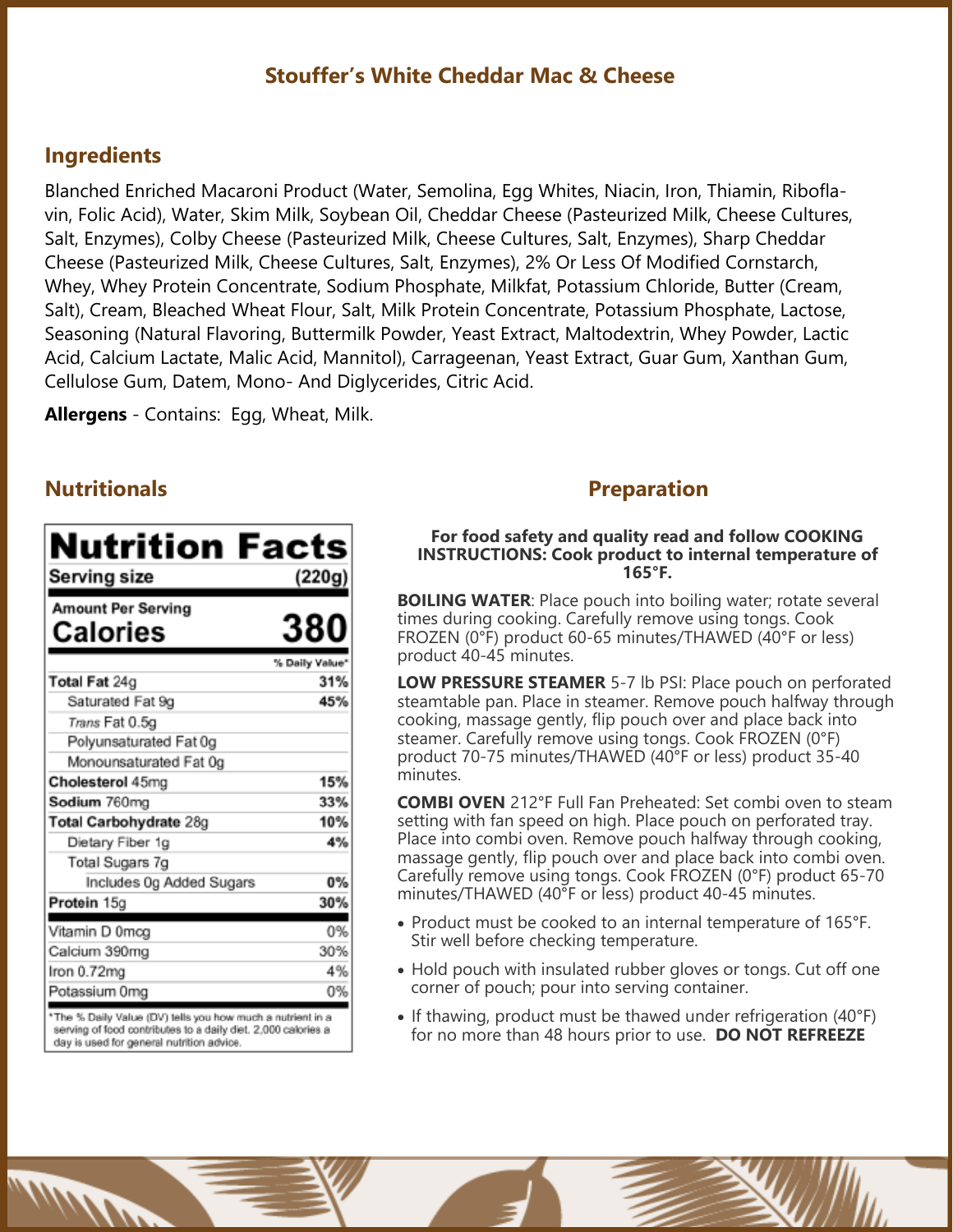# Stouffer's White Cheddar Mac & Cheese

## Ingredients

Blanched Enriched Macaroni Product (Water, Semolina, Egg Whites, Niacin, Iron, Thiamin, Riboflavin, Folic Acid), Water, Skim Milk, Soybean Oil, Cheddar Cheese (Pasteurized Milk, Cheese Cultures, Salt, Enzymes), Colby Cheese (Pasteurized Milk, Cheese Cultures, Salt, Enzymes), Sharp Cheddar Cheese (Pasteurized Milk, Cheese Cultures, Salt, Enzymes), 2% Or Less Of Modified Cornstarch, Whey, Whey Protein Concentrate, Sodium Phosphate, Milkfat, Potassium Chloride, Butter (Cream, Salt), Cream, Bleached Wheat Flour, Salt, Milk Protein Concentrate, Potassium Phosphate, Lactose, Seasoning (Natural Flavoring, Buttermilk Powder, Yeast Extract, Maltodextrin, Whey Powder, Lactic Acid, Calcium Lactate, Malic Acid, Mannitol), Carrageenan, Yeast Extract, Guar Gum, Xanthan Gum, Cellulose Gum, Datem, Mono- And Diglycerides, Citric Acid.

**Allergens** - Contains: Egg, Wheat, Milk.

## Nutritionals

**Nutrition Facts**

| Serving size | (220g) |
|---|---|
| **Amount Per Serving** | |
| **Calories** | **380** |
| | % Daily Value* |
| **Total Fat** 24g | **31%** |
| Saturated Fat 9g | **45%** |
| *Trans* Fat 0.5g | |
| Polyunsaturated Fat 0g | |
| Monounsaturated Fat 0g | |
| **Cholesterol** 45mg | **15%** |
| **Sodium** 760mg | **33%** |
| **Total Carbohydrate** 28g | **10%** |
| Dietary Fiber 1g | **4%** |
| Total Sugars 7g | |
| Includes 0g Added Sugars | **0%** |
| **Protein** 15g | **30%** |
| Vitamin D 0mcg | 0% |
| Calcium 390mg | 30% |
| Iron 0.72mg | 4% |
| Potassium 0mg | 0% |

*The % Daily Value (DV) tells you how much a nutrient in a serving of food contributes to a daily diet. 2,000 calories a day is used for general nutrition advice.

## Preparation

**For food safety and quality read and follow COOKING INSTRUCTIONS: Cook product to internal temperature of 165°F.**

**BOILING WATER**: Place pouch into boiling water; rotate several times during cooking. Carefully remove using tongs. Cook FROZEN (0°F) product 60-65 minutes/THAWED (40°F or less) product 40-45 minutes.

**LOW PRESSURE STEAMER** 5-7 lb PSI: Place pouch on perforated steamtable pan. Place in steamer. Remove pouch halfway through cooking, massage gently, flip pouch over and place back into steamer. Carefully remove using tongs. Cook FROZEN (0°F) product 70-75 minutes/THAWED (40°F or less) product 35-40 minutes.

**COMBI OVEN** 212°F Full Fan Preheated: Set combi oven to steam setting with fan speed on high. Place pouch on perforated tray. Place into combi oven. Remove pouch halfway through cooking, massage gently, flip pouch over and place back into combi oven. Carefully remove using tongs. Cook FROZEN (0°F) product 65-70 minutes/THAWED (40°F or less) product 40-45 minutes.

- Product must be cooked to an internal temperature of 165°F. Stir well before checking temperature.
- Hold pouch with insulated rubber gloves or tongs. Cut off one corner of pouch; pour into serving container.
- If thawing, product must be thawed under refrigeration (40°F) for no more than 48 hours prior to use. **DO NOT REFREEZE**